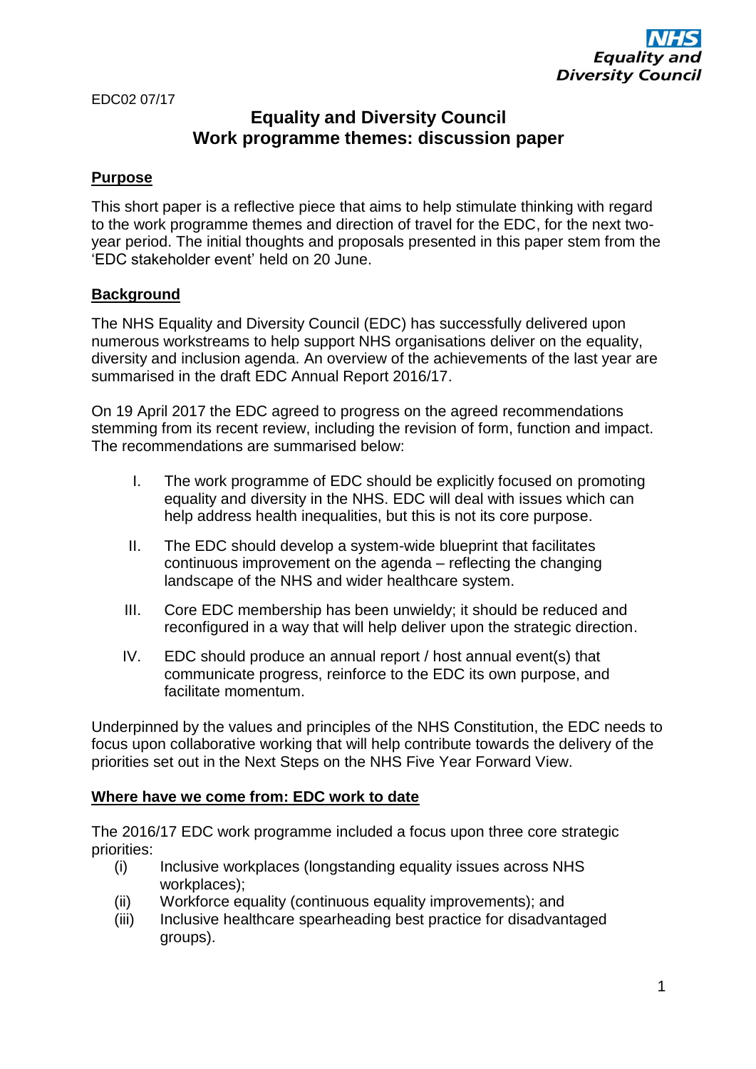NHS Equality and Diversity Council

EDC02 07/17

# Equality and Diversity Council
# Work programme themes: discussion paper

## Purpose

This short paper is a reflective piece that aims to help stimulate thinking with regard to the work programme themes and direction of travel for the EDC, for the next two-year period. The initial thoughts and proposals presented in this paper stem from the 'EDC stakeholder event' held on 20 June.

## Background

The NHS Equality and Diversity Council (EDC) has successfully delivered upon numerous workstreams to help support NHS organisations deliver on the equality, diversity and inclusion agenda. An overview of the achievements of the last year are summarised in the draft EDC Annual Report 2016/17.

On 19 April 2017 the EDC agreed to progress on the agreed recommendations stemming from its recent review, including the revision of form, function and impact. The recommendations are summarised below:

I. The work programme of EDC should be explicitly focused on promoting equality and diversity in the NHS. EDC will deal with issues which can help address health inequalities, but this is not its core purpose.

II. The EDC should develop a system-wide blueprint that facilitates continuous improvement on the agenda – reflecting the changing landscape of the NHS and wider healthcare system.

III. Core EDC membership has been unwieldy; it should be reduced and reconfigured in a way that will help deliver upon the strategic direction.

IV. EDC should produce an annual report / host annual event(s) that communicate progress, reinforce to the EDC its own purpose, and facilitate momentum.

Underpinned by the values and principles of the NHS Constitution, the EDC needs to focus upon collaborative working that will help contribute towards the delivery of the priorities set out in the Next Steps on the NHS Five Year Forward View.

## Where have we come from: EDC work to date

The 2016/17 EDC work programme included a focus upon three core strategic priorities:

(i) Inclusive workplaces (longstanding equality issues across NHS workplaces);
(ii) Workforce equality (continuous equality improvements); and
(iii) Inclusive healthcare spearheading best practice for disadvantaged groups).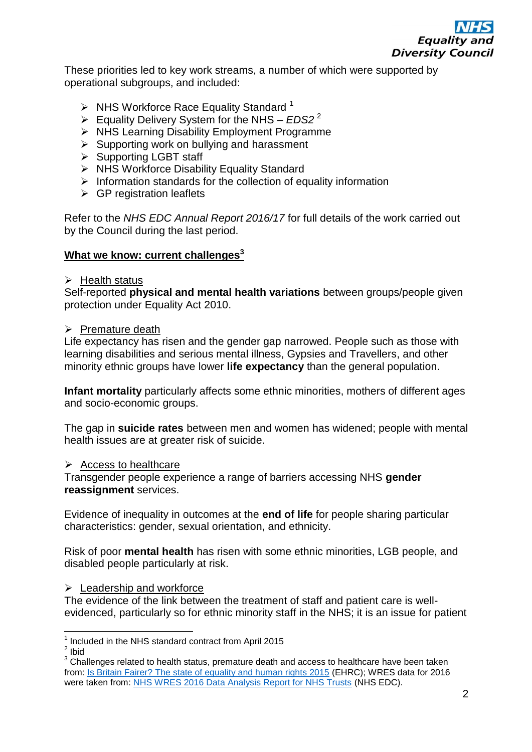These priorities led to key work streams, a number of which were supported by operational subgroups, and included:

- NHS Workforce Race Equality Standard [1]
- Equality Delivery System for the NHS – *EDS2* [2]
- NHS Learning Disability Employment Programme
- Supporting work on bullying and harassment
- Supporting LGBT staff
- NHS Workforce Disability Equality Standard
- Information standards for the collection of equality information
- GP registration leaflets

Refer to the *NHS EDC Annual Report 2016/17* for full details of the work carried out by the Council during the last period.

## What we know: current challenges[3]

- Health status

Self-reported **physical and mental health variations** between groups/people given protection under Equality Act 2010.

- Premature death

Life expectancy has risen and the gender gap narrowed. People such as those with learning disabilities and serious mental illness, Gypsies and Travellers, and other minority ethnic groups have lower **life expectancy** than the general population.

**Infant mortality** particularly affects some ethnic minorities, mothers of different ages and socio-economic groups.

The gap in **suicide rates** between men and women has widened; people with mental health issues are at greater risk of suicide.

- Access to healthcare

Transgender people experience a range of barriers accessing NHS **gender reassignment** services.

Evidence of inequality in outcomes at the **end of life** for people sharing particular characteristics: gender, sexual orientation, and ethnicity.

Risk of poor **mental health** has risen with some ethnic minorities, LGB people, and disabled people particularly at risk.

- Leadership and workforce

The evidence of the link between the treatment of staff and patient care is well-evidenced, particularly so for ethnic minority staff in the NHS; it is an issue for patient

---

[1] Included in the NHS standard contract from April 2015

[2] Ibid

[3] Challenges related to health status, premature death and access to healthcare have been taken from: Is Britain Fairer? The state of equality and human rights 2015 (EHRC); WRES data for 2016 were taken from: NHS WRES 2016 Data Analysis Report for NHS Trusts (NHS EDC).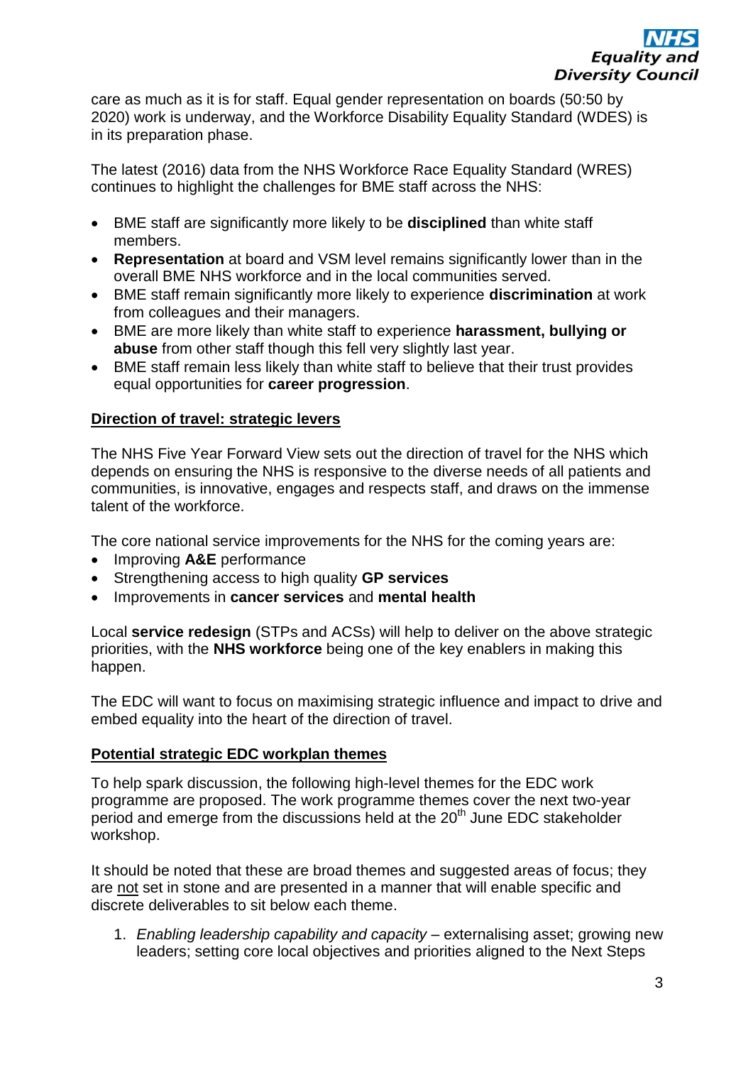care as much as it is for staff. Equal gender representation on boards (50:50 by 2020) work is underway, and the Workforce Disability Equality Standard (WDES) is in its preparation phase.

The latest (2016) data from the NHS Workforce Race Equality Standard (WRES) continues to highlight the challenges for BME staff across the NHS:

- BME staff are significantly more likely to be **disciplined** than white staff members.
- **Representation** at board and VSM level remains significantly lower than in the overall BME NHS workforce and in the local communities served.
- BME staff remain significantly more likely to experience **discrimination** at work from colleagues and their managers.
- BME are more likely than white staff to experience **harassment, bullying or abuse** from other staff though this fell very slightly last year.
- BME staff remain less likely than white staff to believe that their trust provides equal opportunities for **career progression**.

## Direction of travel: strategic levers

The NHS Five Year Forward View sets out the direction of travel for the NHS which depends on ensuring the NHS is responsive to the diverse needs of all patients and communities, is innovative, engages and respects staff, and draws on the immense talent of the workforce.

The core national service improvements for the NHS for the coming years are:
- Improving **A&E** performance
- Strengthening access to high quality **GP services**
- Improvements in **cancer services** and **mental health**

Local **service redesign** (STPs and ACSs) will help to deliver on the above strategic priorities, with the **NHS workforce** being one of the key enablers in making this happen.

The EDC will want to focus on maximising strategic influence and impact to drive and embed equality into the heart of the direction of travel.

## Potential strategic EDC workplan themes

To help spark discussion, the following high-level themes for the EDC work programme are proposed. The work programme themes cover the next two-year period and emerge from the discussions held at the 20th June EDC stakeholder workshop.

It should be noted that these are broad themes and suggested areas of focus; they are not set in stone and are presented in a manner that will enable specific and discrete deliverables to sit below each theme.

1. *Enabling leadership capability and capacity* – externalising asset; growing new leaders; setting core local objectives and priorities aligned to the Next Steps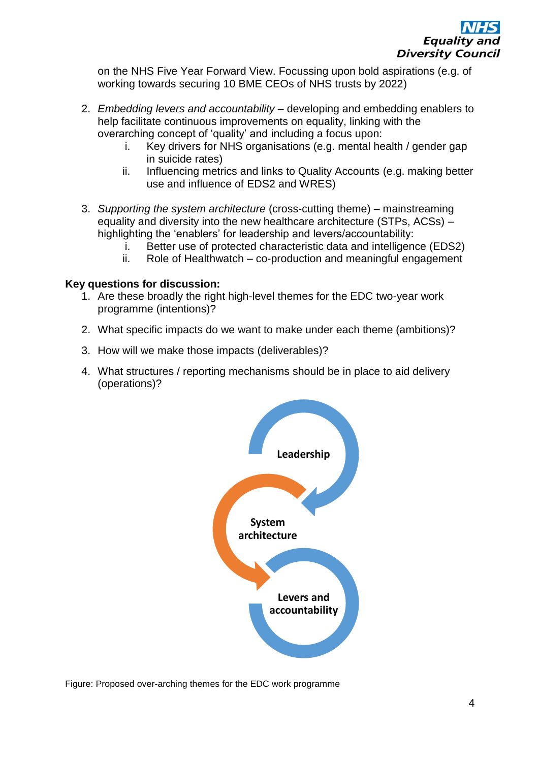on the NHS Five Year Forward View. Focussing upon bold aspirations (e.g. of working towards securing 10 BME CEOs of NHS trusts by 2022)

2. *Embedding levers and accountability* – developing and embedding enablers to help facilitate continuous improvements on equality, linking with the overarching concept of 'quality' and including a focus upon:
   i. Key drivers for NHS organisations (e.g. mental health / gender gap in suicide rates)
   ii. Influencing metrics and links to Quality Accounts (e.g. making better use and influence of EDS2 and WRES)

3. *Supporting the system architecture* (cross-cutting theme) – mainstreaming equality and diversity into the new healthcare architecture (STPs, ACSs) – highlighting the 'enablers' for leadership and levers/accountability:
   i. Better use of protected characteristic data and intelligence (EDS2)
   ii. Role of Healthwatch – co-production and meaningful engagement

**Key questions for discussion:**

1. Are these broadly the right high-level themes for the EDC two-year work programme (intentions)?
2. What specific impacts do we want to make under each theme (ambitions)?
3. How will we make those impacts (deliverables)?
4. What structures / reporting mechanisms should be in place to aid delivery (operations)?

Leadership

System architecture

Levers and accountability

Figure: Proposed over-arching themes for the EDC work programme